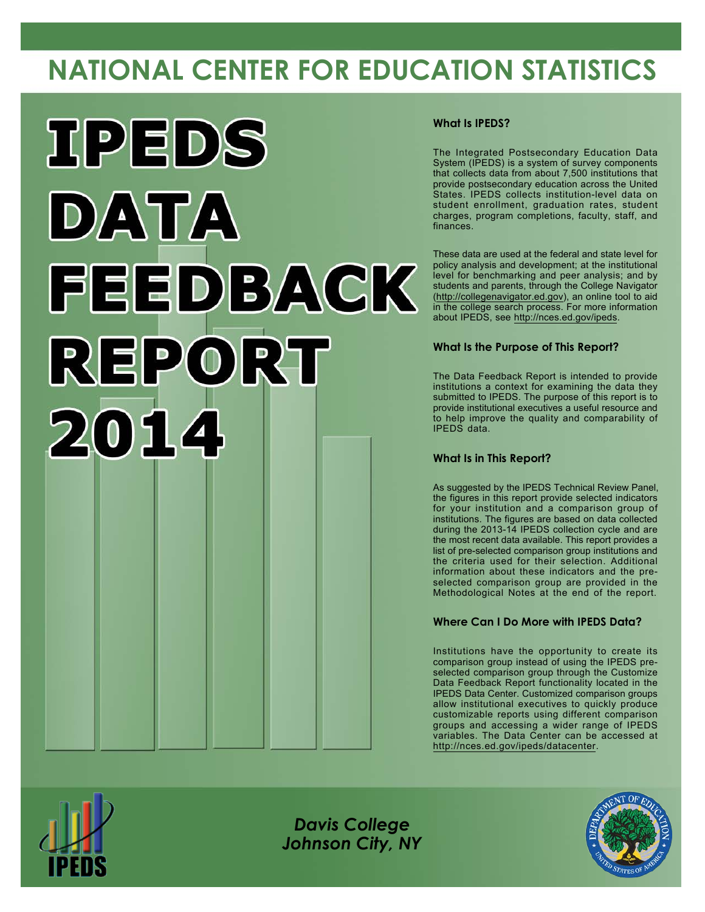# NATIONAL CENTER FOR EDUCATION STATISTICS

# IPEDS DATA FEEDBACK REPORT 2014

### What Is IPEDS?

The Integrated Postsecondary Education Data System (IPEDS) is a system of survey components that collects data from about 7,500 institutions that provide postsecondary education across the United States. IPEDS collects institution-level data on student enrollment, graduation rates, student charges, program completions, faculty, staff, and finances.

These data are used at the federal and state level for policy analysis and development; at the institutional level for benchmarking and peer analysis; and by students and parents, through the College Navigator (http://collegenavigator.ed.gov), an online tool to aid in the college search process. For more information about IPEDS, see http://nces.ed.gov/ipeds.

### What Is the Purpose of This Report?

The Data Feedback Report is intended to provide institutions a context for examining the data they submitted to IPEDS. The purpose of this report is to provide institutional executives a useful resource and to help improve the quality and comparability of IPEDS data.

### What Is in This Report?

As suggested by the IPEDS Technical Review Panel, the figures in this report provide selected indicators for your institution and a comparison group of institutions. The figures are based on data collected during the 2013-14 IPEDS collection cycle and are the most recent data available. This report provides a list of pre-selected comparison group institutions and the criteria used for their selection. Additional information about these indicators and the pre-selected comparison group are provided in the Methodological Notes at the end of the report.

### Where Can I Do More with IPEDS Data?

Institutions have the opportunity to create its comparison group instead of using the IPEDS pre-selected comparison group through the Customize Data Feedback Report functionality located in the IPEDS Data Center. Customized comparison groups allow institutional executives to quickly produce customizable reports using different comparison groups and accessing a wider range of IPEDS variables. The Data Center can be accessed at http://nces.ed.gov/ipeds/datacenter.

*Davis College*
*Johnson City, NY*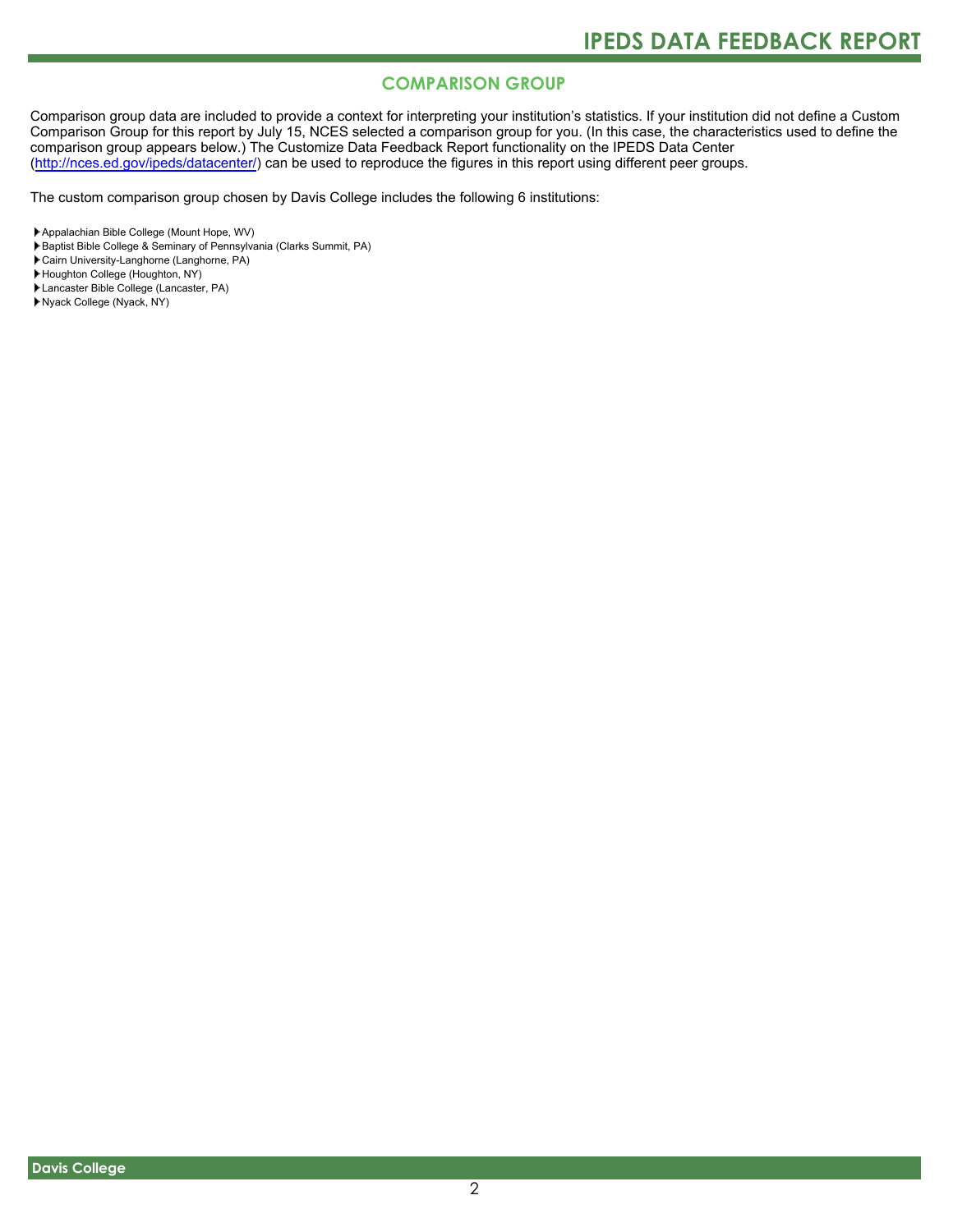## COMPARISON GROUP

Comparison group data are included to provide a context for interpreting your institution's statistics. If your institution did not define a Custom Comparison Group for this report by July 15, NCES selected a comparison group for you. (In this case, the characteristics used to define the comparison group appears below.) The Customize Data Feedback Report functionality on the IPEDS Data Center (http://nces.ed.gov/ipeds/datacenter/) can be used to reproduce the figures in this report using different peer groups.

The custom comparison group chosen by Davis College includes the following 6 institutions:

- Appalachian Bible College (Mount Hope, WV)
- Baptist Bible College & Seminary of Pennsylvania (Clarks Summit, PA)
- Cairn University-Langhorne (Langhorne, PA)
- Houghton College (Houghton, NY)
- Lancaster Bible College (Lancaster, PA)
- Nyack College (Nyack, NY)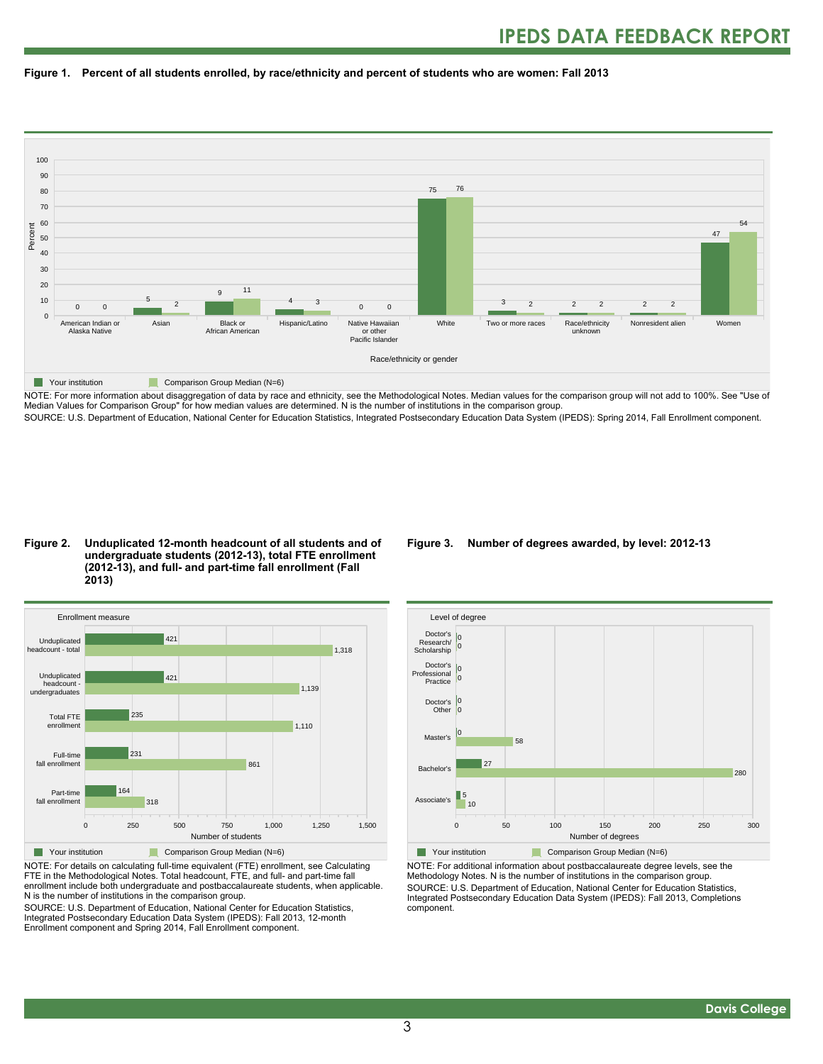**Figure 1. Percent of all students enrolled, by race/ethnicity and percent of students who are women: Fall 2013**

| Race/ethnicity or gender | Your institution | Comparison Group Median (N=6) |
|---|---|---|
| American Indian or Alaska Native | 0 | 0 |
| Asian | 5 | 2 |
| Black or African American | 9 | 11 |
| Hispanic/Latino | 4 | 3 |
| Native Hawaiian or other Pacific Islander | 0 | 0 |
| White | 75 | 76 |
| Two or more races | 3 | 2 |
| Race/ethnicity unknown | 2 | 2 |
| Nonresident alien | 2 | 2 |
| Women | 47 | 54 |

NOTE: For more information about disaggregation of data by race and ethnicity, see the Methodological Notes. Median values for the comparison group will not add to 100%. See "Use of Median Values for Comparison Group" for how median values are determined. N is the number of institutions in the comparison group.
SOURCE: U.S. Department of Education, National Center for Education Statistics, Integrated Postsecondary Education Data System (IPEDS): Spring 2014, Fall Enrollment component.

**Figure 2. Unduplicated 12-month headcount of all students and of undergraduate students (2012-13), total FTE enrollment (2012-13), and full- and part-time fall enrollment (Fall 2013)**

| Enrollment measure | Your institution | Comparison Group Median (N=6) |
|---|---|---|
| Unduplicated headcount - total | 421 | 1,318 |
| Unduplicated headcount - undergraduates | 421 | 1,139 |
| Total FTE enrollment | 235 | 1,110 |
| Full-time fall enrollment | 231 | 861 |
| Part-time fall enrollment | 164 | 318 |

NOTE: For details on calculating full-time equivalent (FTE) enrollment, see Calculating FTE in the Methodological Notes. Total headcount, FTE, and full- and part-time fall enrollment include both undergraduate and postbaccalaureate students, when applicable. N is the number of institutions in the comparison group.
SOURCE: U.S. Department of Education, National Center for Education Statistics, Integrated Postsecondary Education Data System (IPEDS): Fall 2013, 12-month Enrollment component and Spring 2014, Fall Enrollment component.

**Figure 3. Number of degrees awarded, by level: 2012-13**

| Level of degree | Your institution | Comparison Group Median (N=6) |
|---|---|---|
| Doctor's Research/ Scholarship | 0 | 0 |
| Doctor's Professional Practice | 0 | 0 |
| Doctor's Other | 0 | 0 |
| Master's | 0 | 58 |
| Bachelor's | 27 | 280 |
| Associate's | 5 | 10 |

NOTE: For additional information about postbaccalaureate degree levels, see the Methodology Notes. N is the number of institutions in the comparison group.
SOURCE: U.S. Department of Education, National Center for Education Statistics, Integrated Postsecondary Education Data System (IPEDS): Fall 2013, Completions component.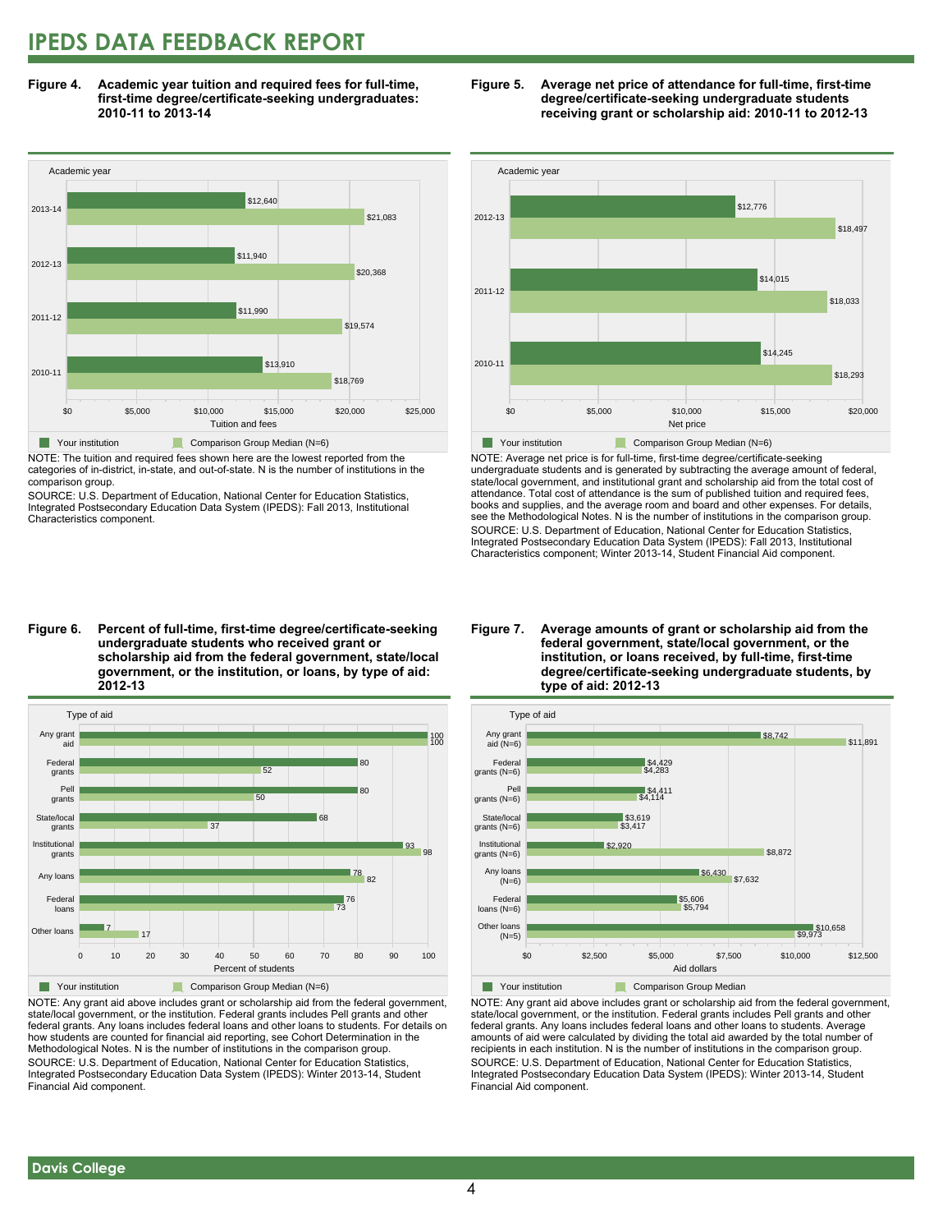# IPEDS DATA FEEDBACK REPORT

**Figure 4. Academic year tuition and required fees for full-time, first-time degree/certificate-seeking undergraduates: 2010-11 to 2013-14**

| Academic year | Your institution | Comparison Group Median (N=6) |
|---|---|---|
| 2013-14 | $12,640 | $21,083 |
| 2012-13 | $11,940 | $20,368 |
| 2011-12 | $11,990 | $19,574 |
| 2010-11 | $13,910 | $18,769 |

NOTE: The tuition and required fees shown here are the lowest reported from the categories of in-district, in-state, and out-of-state. N is the number of institutions in the comparison group.

SOURCE: U.S. Department of Education, National Center for Education Statistics, Integrated Postsecondary Education Data System (IPEDS): Fall 2013, Institutional Characteristics component.

**Figure 5. Average net price of attendance for full-time, first-time degree/certificate-seeking undergraduate students receiving grant or scholarship aid: 2010-11 to 2012-13**

| Academic year | Your institution | Comparison Group Median (N=6) |
|---|---|---|
| 2012-13 | $12,776 | $18,497 |
| 2011-12 | $14,015 | $18,033 |
| 2010-11 | $14,245 | $18,293 |

NOTE: Average net price is for full-time, first-time degree/certificate-seeking undergraduate students and is generated by subtracting the average amount of federal, state/local government, and institutional grant and scholarship aid from the total cost of attendance. Total cost of attendance is the sum of published tuition and required fees, books and supplies, and the average room and board and other expenses. For details, see the Methodological Notes. N is the number of institutions in the comparison group.

SOURCE: U.S. Department of Education, National Center for Education Statistics, Integrated Postsecondary Education Data System (IPEDS): Fall 2013, Institutional Characteristics component; Winter 2013-14, Student Financial Aid component.

**Figure 6. Percent of full-time, first-time degree/certificate-seeking undergraduate students who received grant or scholarship aid from the federal government, state/local government, or the institution, or loans, by type of aid: 2012-13**

| Type of aid | Your institution | Comparison Group Median (N=6) |
|---|---|---|
| Any grant aid | 100 | 100 |
| Federal grants | 80 | 52 |
| Pell grants | 80 | 50 |
| State/local grants | 68 | 37 |
| Institutional grants | 93 | 98 |
| Any loans | 78 | 82 |
| Federal loans | 76 | 73 |
| Other loans | 7 | 17 |

NOTE: Any grant aid above includes grant or scholarship aid from the federal government, state/local government, or the institution. Federal grants includes Pell grants and other federal grants. Any loans includes federal loans and other loans to students. For details on how students are counted for financial aid reporting, see Cohort Determination in the Methodological Notes. N is the number of institutions in the comparison group.

SOURCE: U.S. Department of Education, National Center for Education Statistics, Integrated Postsecondary Education Data System (IPEDS): Winter 2013-14, Student Financial Aid component.

**Figure 7. Average amounts of grant or scholarship aid from the federal government, state/local government, or the institution, or loans received, by full-time, first-time degree/certificate-seeking undergraduate students, by type of aid: 2012-13**

| Type of aid | Your institution | Comparison Group Median |
|---|---|---|
| Any grant aid (N=6) | $8,742 | $11,891 |
| Federal grants (N=6) | $4,429 | $4,283 |
| Pell grants (N=6) | $4,411 | $4,114 |
| State/local grants (N=6) | $3,619 | $3,417 |
| Institutional grants (N=6) | $2,920 | $8,872 |
| Any loans (N=6) | $6,430 | $7,632 |
| Federal loans (N=6) | $5,606 | $5,794 |
| Other loans (N=5) | $10,658 | $9,973 |

NOTE: Any grant aid above includes grant or scholarship aid from the federal government, state/local government, or the institution. Federal grants includes Pell grants and other federal grants. Any loans includes federal loans and other loans to students. Average amounts of aid were calculated by dividing the total aid awarded by the total number of recipients in each institution. N is the number of institutions in the comparison group.

SOURCE: U.S. Department of Education, National Center for Education Statistics, Integrated Postsecondary Education Data System (IPEDS): Winter 2013-14, Student Financial Aid component.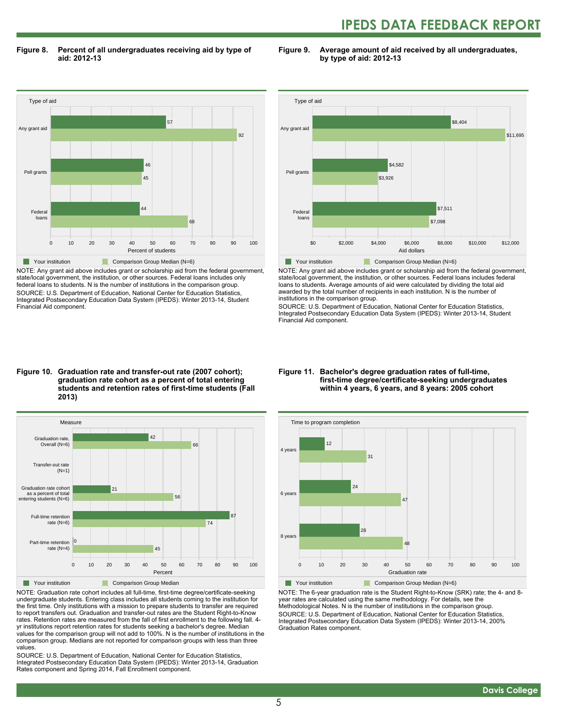**Figure 8. Percent of all undergraduates receiving aid by type of aid: 2012-13**

| Type of aid | Your institution | Comparison Group Median (N=6) |
|---|---|---|
| Any grant aid | 57 | 92 |
| Pell grants | 46 | 45 |
| Federal loans | 44 | 68 |

Percent of students

NOTE: Any grant aid above includes grant or scholarship aid from the federal government, state/local government, the institution, or other sources. Federal loans includes only federal loans to students. N is the number of institutions in the comparison group.

SOURCE: U.S. Department of Education, National Center for Education Statistics, Integrated Postsecondary Education Data System (IPEDS): Winter 2013-14, Student Financial Aid component.

**Figure 9. Average amount of aid received by all undergraduates, by type of aid: 2012-13**

| Type of aid | Your institution | Comparison Group Median (N=6) |
|---|---|---|
| Any grant aid | $8,404 | $11,695 |
| Pell grants | $4,582 | $3,926 |
| Federal loans | $7,511 | $7,098 |

Aid dollars

NOTE: Any grant aid above includes grant or scholarship aid from the federal government, state/local government, the institution, or other sources. Federal loans includes federal loans to students. Average amounts of aid were calculated by dividing the total aid awarded by the total number of recipients in each institution. N is the number of institutions in the comparison group.

SOURCE: U.S. Department of Education, National Center for Education Statistics, Integrated Postsecondary Education Data System (IPEDS): Winter 2013-14, Student Financial Aid component.

**Figure 10. Graduation rate and transfer-out rate (2007 cohort); graduation rate cohort as a percent of total entering students and retention rates of first-time students (Fall 2013)**

| Measure | Your institution | Comparison Group Median |
|---|---|---|
| Graduation rate, Overall (N=6) | 42 | 66 |
| Transfer-out rate (N=1) | | |
| Graduation rate cohort as a percent of total entering students (N=6) | 21 | 56 |
| Full-time retention rate (N=6) | 87 | 74 |
| Part-time retention rate (N=4) | 0 | 45 |

Percent

NOTE: Graduation rate cohort includes all full-time, first-time degree/certificate-seeking undergraduate students. Entering class includes all students coming to the institution for the first time. Only institutions with a mission to prepare students to transfer are required to report transfers out. Graduation and transfer-out rates are the Student Right-to-Know rates. Retention rates are measured from the fall of first enrollment to the following fall. 4-yr institutions report retention rates for students seeking a bachelor's degree. Median values for the comparison group will not add to 100%. N is the number of institutions in the comparison group. Medians are not reported for comparison groups with less than three values.

SOURCE: U.S. Department of Education, National Center for Education Statistics, Integrated Postsecondary Education Data System (IPEDS): Winter 2013-14, Graduation Rates component and Spring 2014, Fall Enrollment component.

**Figure 11. Bachelor's degree graduation rates of full-time, first-time degree/certificate-seeking undergraduates within 4 years, 6 years, and 8 years: 2005 cohort**

| Time to program completion | Your institution | Comparison Group Median (N=6) |
|---|---|---|
| 4 years | 12 | 31 |
| 6 years | 24 | 47 |
| 8 years | 28 | 48 |

Graduation rate

NOTE: The 6-year graduation rate is the Student Right-to-Know (SRK) rate; the 4- and 8-year rates are calculated using the same methodology. For details, see the Methodological Notes. N is the number of institutions in the comparison group.

SOURCE: U.S. Department of Education, National Center for Education Statistics, Integrated Postsecondary Education Data System (IPEDS): Winter 2013-14, 200% Graduation Rates component.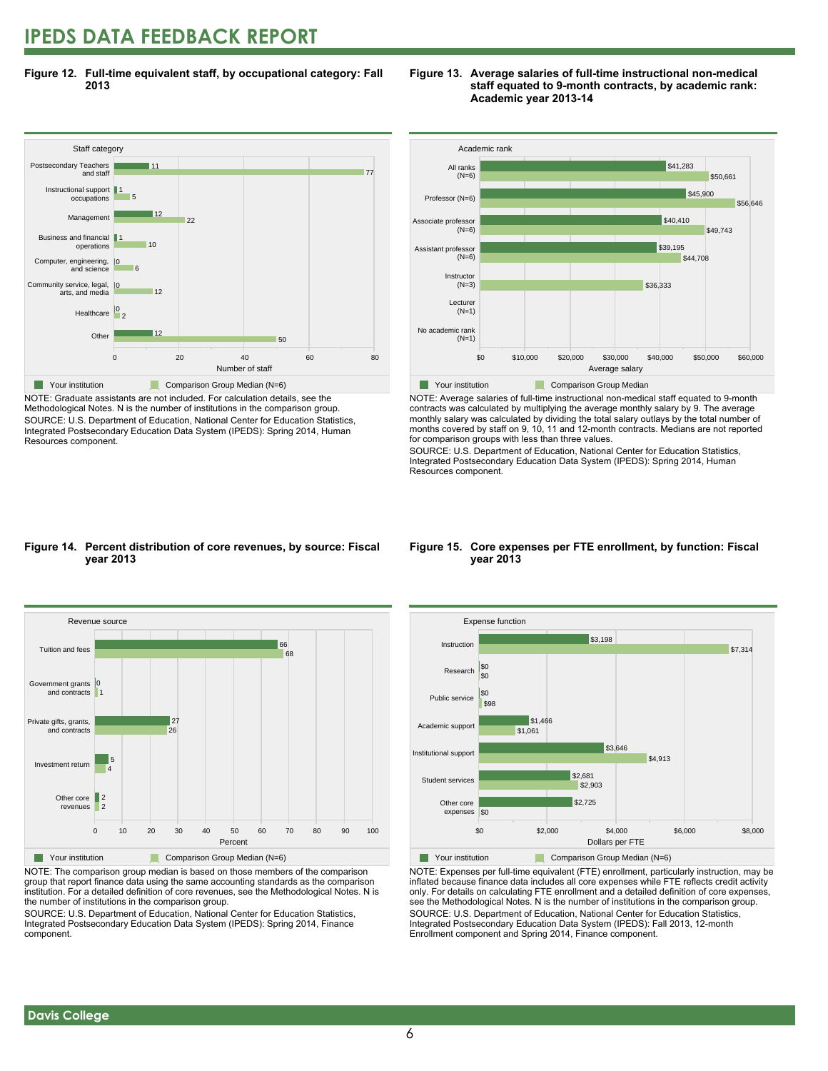# IPEDS DATA FEEDBACK REPORT

**Figure 12. Full-time equivalent staff, by occupational category: Fall 2013**

| Staff category | Your institution | Comparison Group Median (N=6) |
|---|---|---|
| Postsecondary Teachers and staff | 11 | 77 |
| Instructional support occupations | 1 | 5 |
| Management | 12 | 22 |
| Business and financial operations | 1 | 10 |
| Computer, engineering, and science | 0 | 6 |
| Community service, legal, arts, and media | 0 | 12 |
| Healthcare | 0 | 2 |
| Other | 12 | 50 |

NOTE: Graduate assistants are not included. For calculation details, see the Methodological Notes. N is the number of institutions in the comparison group.
SOURCE: U.S. Department of Education, National Center for Education Statistics, Integrated Postsecondary Education Data System (IPEDS): Spring 2014, Human Resources component.

**Figure 13. Average salaries of full-time instructional non-medical staff equated to 9-month contracts, by academic rank: Academic year 2013-14**

| Academic rank | Your institution | Comparison Group Median |
|---|---|---|
| All ranks (N=6) | $41,283 | $50,661 |
| Professor (N=6) | $45,900 | $56,646 |
| Associate professor (N=6) | $40,410 | $49,743 |
| Assistant professor (N=6) | $39,195 | $44,708 |
| Instructor (N=3) | | $36,333 |
| Lecturer (N=1) | | |
| No academic rank (N=1) | | |

NOTE: Average salaries of full-time instructional non-medical staff equated to 9-month contracts was calculated by multiplying the average monthly salary by 9. The average monthly salary was calculated by dividing the total salary outlays by the total number of months covered by staff on 9, 10, 11 and 12-month contracts. Medians are not reported for comparison groups with less than three values.
SOURCE: U.S. Department of Education, National Center for Education Statistics, Integrated Postsecondary Education Data System (IPEDS): Spring 2014, Human Resources component.

**Figure 14. Percent distribution of core revenues, by source: Fiscal year 2013**

| Revenue source | Your institution | Comparison Group Median (N=6) |
|---|---|---|
| Tuition and fees | 66 | 68 |
| Government grants and contracts | 0 | 1 |
| Private gifts, grants, and contracts | 27 | 26 |
| Investment return | 5 | 4 |
| Other core revenues | 2 | 2 |

NOTE: The comparison group median is based on those members of the comparison group that report finance data using the same accounting standards as the comparison institution. For a detailed definition of core revenues, see the Methodological Notes. N is the number of institutions in the comparison group.
SOURCE: U.S. Department of Education, National Center for Education Statistics, Integrated Postsecondary Education Data System (IPEDS): Spring 2014, Finance component.

**Figure 15. Core expenses per FTE enrollment, by function: Fiscal year 2013**

| Expense function | Your institution | Comparison Group Median (N=6) |
|---|---|---|
| Instruction | $3,198 | $7,314 |
| Research | $0 | $0 |
| Public service | $0 | $98 |
| Academic support | $1,466 | $1,061 |
| Institutional support | $3,646 | $4,913 |
| Student services | $2,681 | $2,903 |
| Other core expenses | $2,725 | $0 |

NOTE: Expenses per full-time equivalent (FTE) enrollment, particularly instruction, may be inflated because finance data includes all core expenses while FTE reflects credit activity only. For details on calculating FTE enrollment and a detailed definition of core expenses, see the Methodological Notes. N is the number of institutions in the comparison group.
SOURCE: U.S. Department of Education, National Center for Education Statistics, Integrated Postsecondary Education Data System (IPEDS): Fall 2013, 12-month Enrollment component and Spring 2014, Finance component.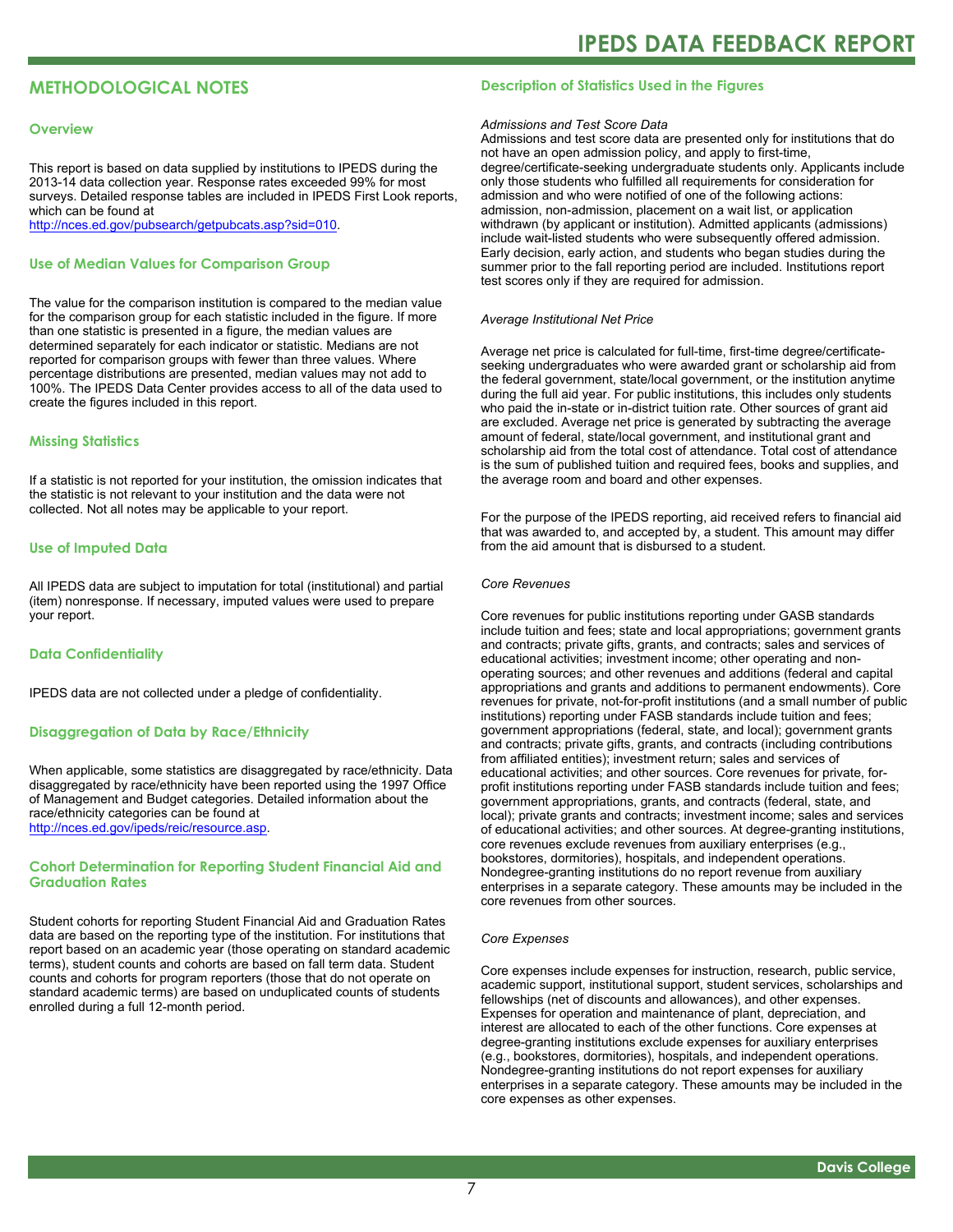## METHODOLOGICAL NOTES

### Overview

This report is based on data supplied by institutions to IPEDS during the 2013-14 data collection year. Response rates exceeded 99% for most surveys. Detailed response tables are included in IPEDS First Look reports, which can be found at http://nces.ed.gov/pubsearch/getpubcats.asp?sid=010.

### Use of Median Values for Comparison Group

The value for the comparison institution is compared to the median value for the comparison group for each statistic included in the figure. If more than one statistic is presented in a figure, the median values are determined separately for each indicator or statistic. Medians are not reported for comparison groups with fewer than three values. Where percentage distributions are presented, median values may not add to 100%. The IPEDS Data Center provides access to all of the data used to create the figures included in this report.

### Missing Statistics

If a statistic is not reported for your institution, the omission indicates that the statistic is not relevant to your institution and the data were not collected. Not all notes may be applicable to your report.

### Use of Imputed Data

All IPEDS data are subject to imputation for total (institutional) and partial (item) nonresponse. If necessary, imputed values were used to prepare your report.

### Data Confidentiality

IPEDS data are not collected under a pledge of confidentiality.

### Disaggregation of Data by Race/Ethnicity

When applicable, some statistics are disaggregated by race/ethnicity. Data disaggregated by race/ethnicity have been reported using the 1997 Office of Management and Budget categories. Detailed information about the race/ethnicity categories can be found at http://nces.ed.gov/ipeds/reic/resource.asp.

### Cohort Determination for Reporting Student Financial Aid and Graduation Rates

Student cohorts for reporting Student Financial Aid and Graduation Rates data are based on the reporting type of the institution. For institutions that report based on an academic year (those operating on standard academic terms), student counts and cohorts are based on fall term data. Student counts and cohorts for program reporters (those that do not operate on standard academic terms) are based on unduplicated counts of students enrolled during a full 12-month period.

### Description of Statistics Used in the Figures

*Admissions and Test Score Data*

Admissions and test score data are presented only for institutions that do not have an open admission policy, and apply to first-time, degree/certificate-seeking undergraduate students only. Applicants include only those students who fulfilled all requirements for consideration for admission and who were notified of one of the following actions: admission, non-admission, placement on a wait list, or application withdrawn (by applicant or institution). Admitted applicants (admissions) include wait-listed students who were subsequently offered admission. Early decision, early action, and students who began studies during the summer prior to the fall reporting period are included. Institutions report test scores only if they are required for admission.

*Average Institutional Net Price*

Average net price is calculated for full-time, first-time degree/certificate-seeking undergraduates who were awarded grant or scholarship aid from the federal government, state/local government, or the institution anytime during the full aid year. For public institutions, this includes only students who paid the in-state or in-district tuition rate. Other sources of grant aid are excluded. Average net price is generated by subtracting the average amount of federal, state/local government, and institutional grant and scholarship aid from the total cost of attendance. Total cost of attendance is the sum of published tuition and required fees, books and supplies, and the average room and board and other expenses.

For the purpose of the IPEDS reporting, aid received refers to financial aid that was awarded to, and accepted by, a student. This amount may differ from the aid amount that is disbursed to a student.

*Core Revenues*

Core revenues for public institutions reporting under GASB standards include tuition and fees; state and local appropriations; government grants and contracts; private gifts, grants, and contracts; sales and services of educational activities; investment income; other operating and non-operating sources; and other revenues and additions (federal and capital appropriations and grants and additions to permanent endowments). Core revenues for private, not-for-profit institutions (and a small number of public institutions) reporting under FASB standards include tuition and fees; government appropriations (federal, state, and local); government grants and contracts; private gifts, grants, and contracts (including contributions from affiliated entities); investment return; sales and services of educational activities; and other sources. Core revenues for private, for-profit institutions reporting under FASB standards include tuition and fees; government appropriations, grants, and contracts (federal, state, and local); private grants and contracts; investment income; sales and services of educational activities; and other sources. At degree-granting institutions, core revenues exclude revenues from auxiliary enterprises (e.g., bookstores, dormitories), hospitals, and independent operations. Nondegree-granting institutions do no report revenue from auxiliary enterprises in a separate category. These amounts may be included in the core revenues from other sources.

*Core Expenses*

Core expenses include expenses for instruction, research, public service, academic support, institutional support, student services, scholarships and fellowships (net of discounts and allowances), and other expenses. Expenses for operation and maintenance of plant, depreciation, and interest are allocated to each of the other functions. Core expenses at degree-granting institutions exclude expenses for auxiliary enterprises (e.g., bookstores, dormitories), hospitals, and independent operations. Nondegree-granting institutions do not report expenses for auxiliary enterprises in a separate category. These amounts may be included in the core expenses as other expenses.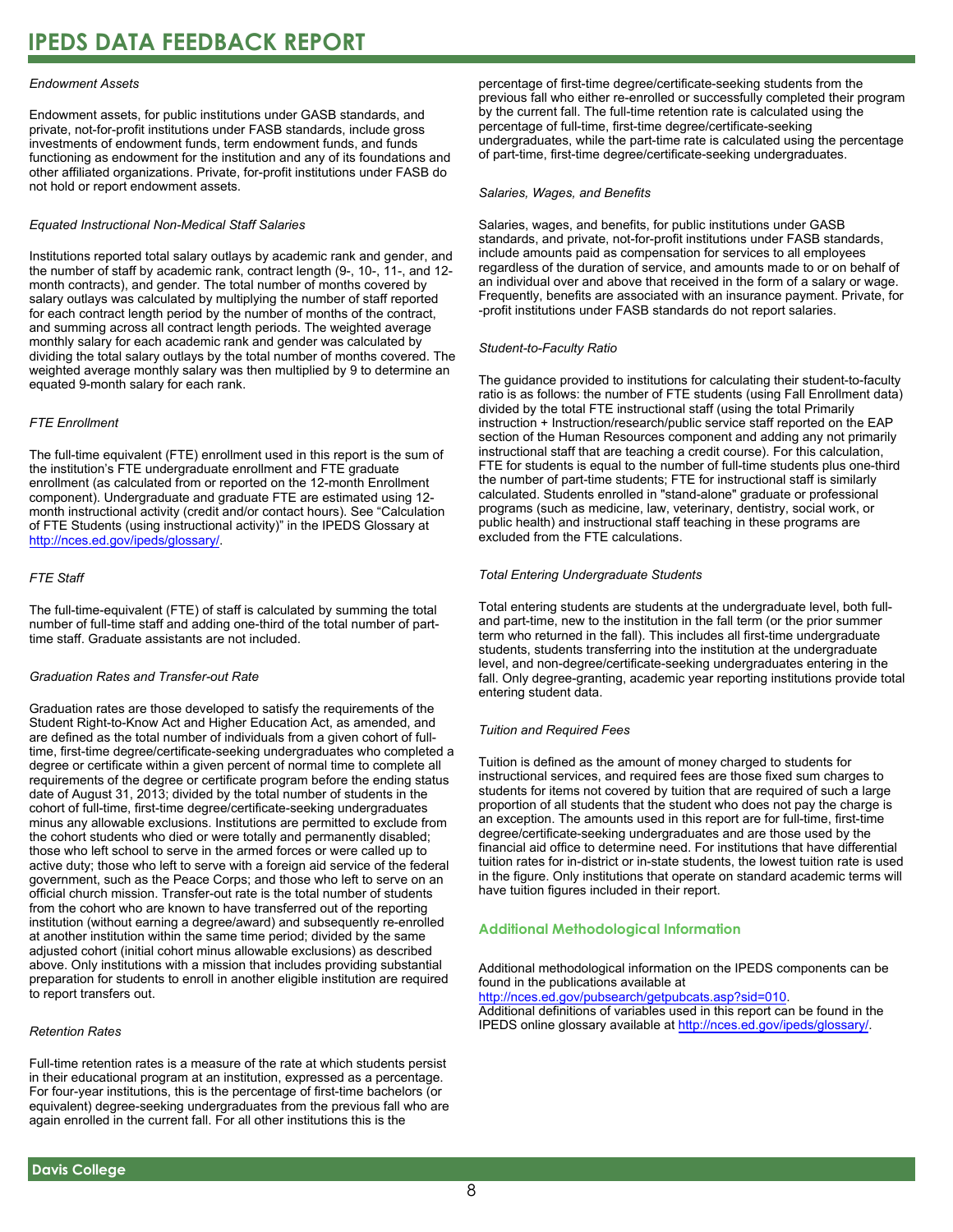*Endowment Assets*

Endowment assets, for public institutions under GASB standards, and private, not-for-profit institutions under FASB standards, include gross investments of endowment funds, term endowment funds, and funds functioning as endowment for the institution and any of its foundations and other affiliated organizations. Private, for-profit institutions under FASB do not hold or report endowment assets.

*Equated Instructional Non-Medical Staff Salaries*

Institutions reported total salary outlays by academic rank and gender, and the number of staff by academic rank, contract length (9-, 10-, 11-, and 12-month contracts), and gender. The total number of months covered by salary outlays was calculated by multiplying the number of staff reported for each contract length period by the number of months of the contract, and summing across all contract length periods. The weighted average monthly salary for each academic rank and gender was calculated by dividing the total salary outlays by the total number of months covered. The weighted average monthly salary was then multiplied by 9 to determine an equated 9-month salary for each rank.

*FTE Enrollment*

The full-time equivalent (FTE) enrollment used in this report is the sum of the institution's FTE undergraduate enrollment and FTE graduate enrollment (as calculated from or reported on the 12-month Enrollment component). Undergraduate and graduate FTE are estimated using 12-month instructional activity (credit and/or contact hours). See "Calculation of FTE Students (using instructional activity)" in the IPEDS Glossary at http://nces.ed.gov/ipeds/glossary/.

*FTE Staff*

The full-time-equivalent (FTE) of staff is calculated by summing the total number of full-time staff and adding one-third of the total number of part-time staff. Graduate assistants are not included.

*Graduation Rates and Transfer-out Rate*

Graduation rates are those developed to satisfy the requirements of the Student Right-to-Know Act and Higher Education Act, as amended, and are defined as the total number of individuals from a given cohort of full-time, first-time degree/certificate-seeking undergraduates who completed a degree or certificate within a given percent of normal time to complete all requirements of the degree or certificate program before the ending status date of August 31, 2013; divided by the total number of students in the cohort of full-time, first-time degree/certificate-seeking undergraduates minus any allowable exclusions. Institutions are permitted to exclude from the cohort students who died or were totally and permanently disabled; those who left school to serve in the armed forces or were called up to active duty; those who left to serve with a foreign aid service of the federal government, such as the Peace Corps; and those who left to serve on an official church mission. Transfer-out rate is the total number of students from the cohort who are known to have transferred out of the reporting institution (without earning a degree/award) and subsequently re-enrolled at another institution within the same time period; divided by the same adjusted cohort (initial cohort minus allowable exclusions) as described above. Only institutions with a mission that includes providing substantial preparation for students to enroll in another eligible institution are required to report transfers out.

*Retention Rates*

Full-time retention rates is a measure of the rate at which students persist in their educational program at an institution, expressed as a percentage. For four-year institutions, this is the percentage of first-time bachelors (or equivalent) degree-seeking undergraduates from the previous fall who are again enrolled in the current fall. For all other institutions this is the percentage of first-time degree/certificate-seeking students from the previous fall who either re-enrolled or successfully completed their program by the current fall. The full-time retention rate is calculated using the percentage of full-time, first-time degree/certificate-seeking undergraduates, while the part-time rate is calculated using the percentage of part-time, first-time degree/certificate-seeking undergraduates.

*Salaries, Wages, and Benefits*

Salaries, wages, and benefits, for public institutions under GASB standards, and private, not-for-profit institutions under FASB standards, include amounts paid as compensation for services to all employees regardless of the duration of service, and amounts made to or on behalf of an individual over and above that received in the form of a salary or wage. Frequently, benefits are associated with an insurance payment. Private, for-profit institutions under FASB standards do not report salaries.

*Student-to-Faculty Ratio*

The guidance provided to institutions for calculating their student-to-faculty ratio is as follows: the number of FTE students (using Fall Enrollment data) divided by the total FTE instructional staff (using the total Primarily instruction + Instruction/research/public service staff reported on the EAP section of the Human Resources component and adding any not primarily instructional staff that are teaching a credit course). For this calculation, FTE for students is equal to the number of full-time students plus one-third the number of part-time students; FTE for instructional staff is similarly calculated. Students enrolled in "stand-alone" graduate or professional programs (such as medicine, law, veterinary, dentistry, social work, or public health) and instructional staff teaching in these programs are excluded from the FTE calculations.

*Total Entering Undergraduate Students*

Total entering students are students at the undergraduate level, both full- and part-time, new to the institution in the fall term (or the prior summer term who returned in the fall). This includes all first-time undergraduate students, students transferring into the institution at the undergraduate level, and non-degree/certificate-seeking undergraduates entering in the fall. Only degree-granting, academic year reporting institutions provide total entering student data.

*Tuition and Required Fees*

Tuition is defined as the amount of money charged to students for instructional services, and required fees are those fixed sum charges to students for items not covered by tuition that are required of such a large proportion of all students that the student who does not pay the charge is an exception. The amounts used in this report are for full-time, first-time degree/certificate-seeking undergraduates and are those used by the financial aid office to determine need. For institutions that have differential tuition rates for in-district or in-state students, the lowest tuition rate is used in the figure. Only institutions that operate on standard academic terms will have tuition figures included in their report.

## Additional Methodological Information

Additional methodological information on the IPEDS components can be found in the publications available at http://nces.ed.gov/pubsearch/getpubcats.asp?sid=010.
Additional definitions of variables used in this report can be found in the IPEDS online glossary available at http://nces.ed.gov/ipeds/glossary/.